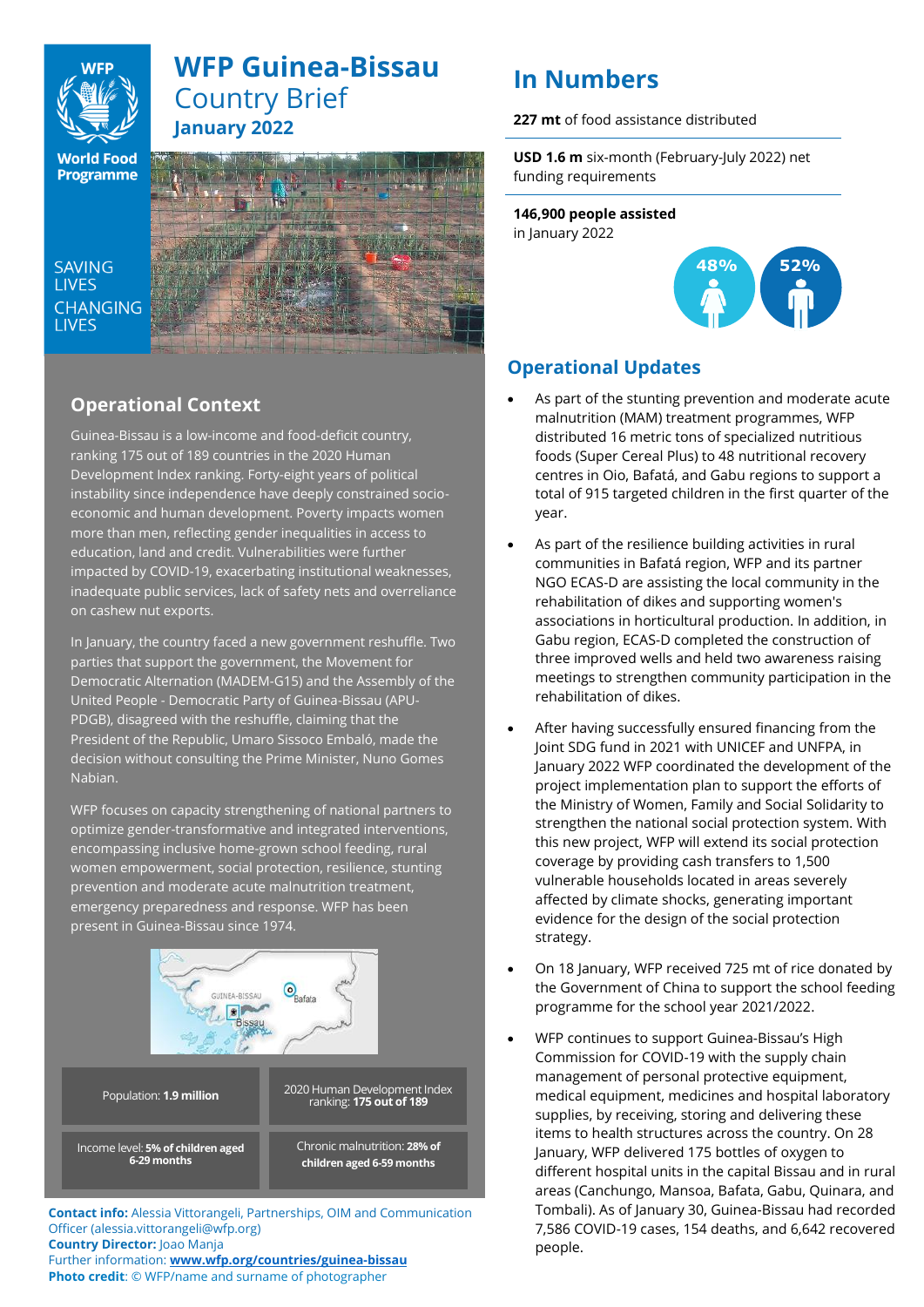# WFP Guinea-Bissau

## Country Brief

**January 2022**

SAVING LIVES
CHANGING LIVES

## Operational Context

Guinea-Bissau is a low-income and food-deficit country, ranking 175 out of 189 countries in the 2020 Human Development Index ranking. Forty-eight years of political instability since independence have deeply constrained socio-economic and human development. Poverty impacts women more than men, reflecting gender inequalities in access to education, land and credit. Vulnerabilities were further impacted by COVID-19, exacerbating institutional weaknesses, inadequate public services, lack of safety nets and overreliance on cashew nut exports.

In January, the country faced a new government reshuffle. Two parties that support the government, the Movement for Democratic Alternation (MADEM-G15) and the Assembly of the United People - Democratic Party of Guinea-Bissau (APU-PDGB), disagreed with the reshuffle, claiming that the President of the Republic, Umaro Sissoco Embaló, made the decision without consulting the Prime Minister, Nuno Gomes Nabian.

WFP focuses on capacity strengthening of national partners to optimize gender-transformative and integrated interventions, encompassing inclusive home-grown school feeding, rural women empowerment, social protection, resilience, stunting prevention and moderate acute malnutrition treatment, emergency preparedness and response. WFP has been present in Guinea-Bissau since 1974.

| | |
|---|---|
| Population: **1.9 million** | 2020 Human Development Index ranking: **175 out of 189** |
| Income level: **5% of children aged 6-29 months** | Chronic malnutrition: **28% of children aged 6-59 months** |

**Contact info:** Alessia Vittorangeli, Partnerships, OIM and Communication Officer (alessia.vittorangeli@wfp.org)
**Country Director:** Joao Manja
Further information: **www.wfp.org/countries/guinea-bissau**
**Photo credit**: © WFP/name and surname of photographer

## In Numbers

**227 mt** of food assistance distributed

**USD 1.6 m** six-month (February-July 2022) net funding requirements

**146,900 people assisted**
in January 2022

48% 52%

## Operational Updates

- As part of the stunting prevention and moderate acute malnutrition (MAM) treatment programmes, WFP distributed 16 metric tons of specialized nutritious foods (Super Cereal Plus) to 48 nutritional recovery centres in Oio, Bafatá, and Gabu regions to support a total of 915 targeted children in the first quarter of the year.
- As part of the resilience building activities in rural communities in Bafatá region, WFP and its partner NGO ECAS-D are assisting the local community in the rehabilitation of dikes and supporting women's associations in horticultural production. In addition, in Gabu region, ECAS-D completed the construction of three improved wells and held two awareness raising meetings to strengthen community participation in the rehabilitation of dikes.
- After having successfully ensured financing from the Joint SDG fund in 2021 with UNICEF and UNFPA, in January 2022 WFP coordinated the development of the project implementation plan to support the efforts of the Ministry of Women, Family and Social Solidarity to strengthen the national social protection system. With this new project, WFP will extend its social protection coverage by providing cash transfers to 1,500 vulnerable households located in areas severely affected by climate shocks, generating important evidence for the design of the social protection strategy.
- On 18 January, WFP received 725 mt of rice donated by the Government of China to support the school feeding programme for the school year 2021/2022.
- WFP continues to support Guinea-Bissau's High Commission for COVID-19 with the supply chain management of personal protective equipment, medical equipment, medicines and hospital laboratory supplies, by receiving, storing and delivering these items to health structures across the country. On 28 January, WFP delivered 175 bottles of oxygen to different hospital units in the capital Bissau and in rural areas (Canchungo, Mansoa, Bafata, Gabu, Quinara, and Tombali). As of January 30, Guinea-Bissau had recorded 7,586 COVID-19 cases, 154 deaths, and 6,642 recovered people.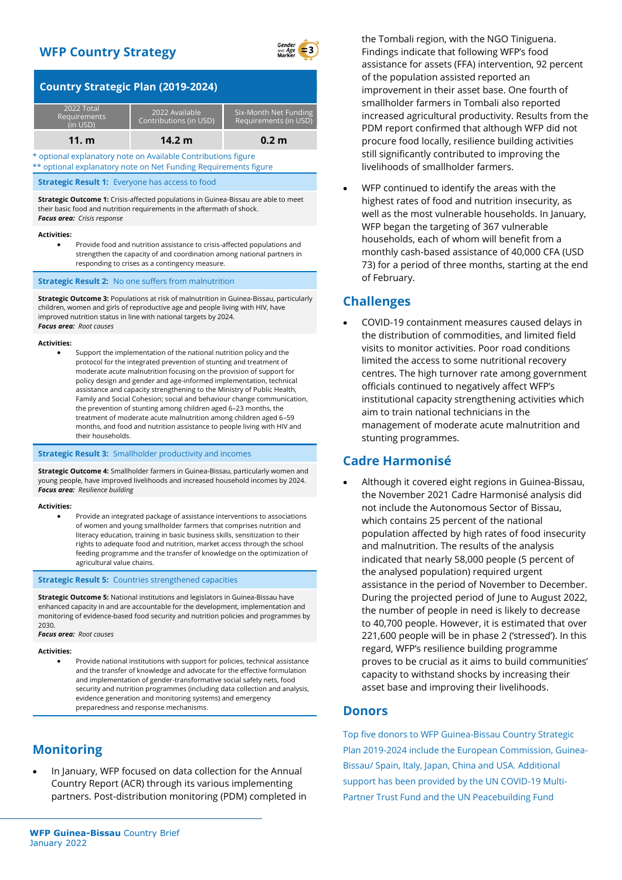## WFP Country Strategy

Gender and Age Marker 3

### Country Strategic Plan (2019-2024)

| 2022 Total Requirements (in USD) | 2022 Available Contributions (in USD) | Six-Month Net Funding Requirements (in USD) |
|---|---|---|
| 11. m | 14.2 m | 0.2 m |

\* optional explanatory note on Available Contributions figure
\** optional explanatory note on Net Funding Requirements figure

**Strategic Result 1:** Everyone has access to food

**Strategic Outcome 1:** Crisis-affected populations in Guinea-Bissau are able to meet their basic food and nutrition requirements in the aftermath of shock.
***Focus area:*** *Crisis response*

**Activities:**

- Provide food and nutrition assistance to crisis-affected populations and strengthen the capacity of and coordination among national partners in responding to crises as a contingency measure.

**Strategic Result 2:** No one suffers from malnutrition

**Strategic Outcome 3:** Populations at risk of malnutrition in Guinea-Bissau, particularly children, women and girls of reproductive age and people living with HIV, have improved nutrition status in line with national targets by 2024.
***Focus area:*** *Root causes*

**Activities:**

- Support the implementation of the national nutrition policy and the protocol for the integrated prevention of stunting and treatment of moderate acute malnutrition focusing on the provision of support for policy design and gender and age-informed implementation, technical assistance and capacity strengthening to the Ministry of Public Health, Family and Social Cohesion; social and behaviour change communication, the prevention of stunting among children aged 6–23 months, the treatment of moderate acute malnutrition among children aged 6–59 months, and food and nutrition assistance to people living with HIV and their households.

**Strategic Result 3:** Smallholder productivity and incomes

**Strategic Outcome 4:** Smallholder farmers in Guinea-Bissau, particularly women and young people, have improved livelihoods and increased household incomes by 2024.
***Focus area:*** *Resilience building*

**Activities:**

- Provide an integrated package of assistance interventions to associations of women and young smallholder farmers that comprises nutrition and literacy education, training in basic business skills, sensitization to their rights to adequate food and nutrition, market access through the school feeding programme and the transfer of knowledge on the optimization of agricultural value chains.

**Strategic Result 5:** Countries strengthened capacities

**Strategic Outcome 5:** National institutions and legislators in Guinea-Bissau have enhanced capacity in and are accountable for the development, implementation and monitoring of evidence-based food security and nutrition policies and programmes by 2030.
***Focus area:*** *Root causes*

**Activities:**

- Provide national institutions with support for policies, technical assistance and the transfer of knowledge and advocate for the effective formulation and implementation of gender-transformative social safety nets, food security and nutrition programmes (including data collection and analysis, evidence generation and monitoring systems) and emergency preparedness and response mechanisms.

## Monitoring

- In January, WFP focused on data collection for the Annual Country Report (ACR) through its various implementing partners. Post-distribution monitoring (PDM) completed in the Tombali region, with the NGO Tiniguena. Findings indicate that following WFP's food assistance for assets (FFA) intervention, 92 percent of the population assisted reported an improvement in their asset base. One fourth of smallholder farmers in Tombali also reported increased agricultural productivity. Results from the PDM report confirmed that although WFP did not procure food locally, resilience building activities still significantly contributed to improving the livelihoods of smallholder farmers.
- WFP continued to identify the areas with the highest rates of food and nutrition insecurity, as well as the most vulnerable households. In January, WFP began the targeting of 367 vulnerable households, each of whom will benefit from a monthly cash-based assistance of 40,000 CFA (USD 73) for a period of three months, starting at the end of February.

## Challenges

- COVID-19 containment measures caused delays in the distribution of commodities, and limited field visits to monitor activities. Poor road conditions limited the access to some nutritional recovery centres. The high turnover rate among government officials continued to negatively affect WFP's institutional capacity strengthening activities which aim to train national technicians in the management of moderate acute malnutrition and stunting programmes.

## Cadre Harmonisé

- Although it covered eight regions in Guinea-Bissau, the November 2021 Cadre Harmonisé analysis did not include the Autonomous Sector of Bissau, which contains 25 percent of the national population affected by high rates of food insecurity and malnutrition. The results of the analysis indicated that nearly 58,000 people (5 percent of the analysed population) required urgent assistance in the period of November to December. During the projected period of June to August 2022, the number of people in need is likely to decrease to 40,700 people. However, it is estimated that over 221,600 people will be in phase 2 ('stressed'). In this regard, WFP's resilience building programme proves to be crucial as it aims to build communities' capacity to withstand shocks by increasing their asset base and improving their livelihoods.

## Donors

Top five donors to WFP Guinea-Bissau Country Strategic Plan 2019-2024 include the European Commission, Guinea-Bissau/ Spain, Italy, Japan, China and USA. Additional support has been provided by the UN COVID-19 Multi-Partner Trust Fund and the UN Peacebuilding Fund